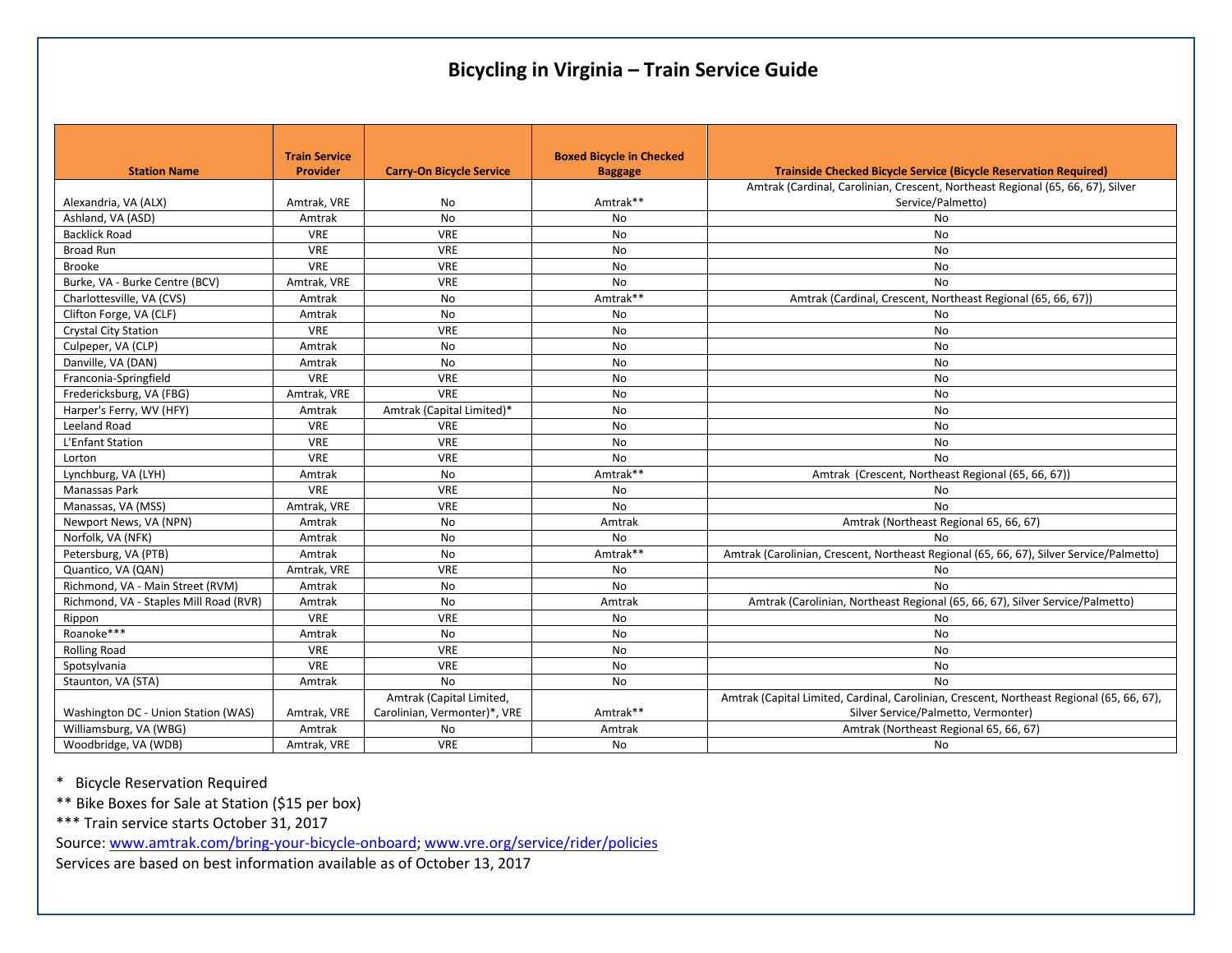# Bicycling in Virginia – Train Service Guide

| Station Name | Train Service Provider | Carry-On Bicycle Service | Boxed Bicycle in Checked Baggage | Trainside Checked Bicycle Service (Bicycle Reservation Required) |
|---|---|---|---|---|
| Alexandria, VA (ALX) | Amtrak, VRE | No | Amtrak** | Amtrak (Cardinal, Carolinian, Crescent, Northeast Regional (65, 66, 67), Silver Service/Palmetto) |
| Ashland, VA (ASD) | Amtrak | No | No | No |
| Backlick Road | VRE | VRE | No | No |
| Broad Run | VRE | VRE | No | No |
| Brooke | VRE | VRE | No | No |
| Burke, VA - Burke Centre (BCV) | Amtrak, VRE | VRE | No | No |
| Charlottesville, VA (CVS) | Amtrak | No | Amtrak** | Amtrak (Cardinal, Crescent, Northeast Regional (65, 66, 67)) |
| Clifton Forge, VA (CLF) | Amtrak | No | No | No |
| Crystal City Station | VRE | VRE | No | No |
| Culpeper, VA (CLP) | Amtrak | No | No | No |
| Danville, VA (DAN) | Amtrak | No | No | No |
| Franconia-Springfield | VRE | VRE | No | No |
| Fredericksburg, VA (FBG) | Amtrak, VRE | VRE | No | No |
| Harper's Ferry, WV (HFY) | Amtrak | Amtrak (Capital Limited)* | No | No |
| Leeland Road | VRE | VRE | No | No |
| L'Enfant Station | VRE | VRE | No | No |
| Lorton | VRE | VRE | No | No |
| Lynchburg, VA (LYH) | Amtrak | No | Amtrak** | Amtrak (Crescent, Northeast Regional (65, 66, 67)) |
| Manassas Park | VRE | VRE | No | No |
| Manassas, VA (MSS) | Amtrak, VRE | VRE | No | No |
| Newport News, VA (NPN) | Amtrak | No | Amtrak | Amtrak (Northeast Regional 65, 66, 67) |
| Norfolk, VA (NFK) | Amtrak | No | No | No |
| Petersburg, VA (PTB) | Amtrak | No | Amtrak** | Amtrak (Carolinian, Crescent, Northeast Regional (65, 66, 67), Silver Service/Palmetto) |
| Quantico, VA (QAN) | Amtrak, VRE | VRE | No | No |
| Richmond, VA - Main Street (RVM) | Amtrak | No | No | No |
| Richmond, VA - Staples Mill Road (RVR) | Amtrak | No | Amtrak | Amtrak (Carolinian, Northeast Regional (65, 66, 67), Silver Service/Palmetto) |
| Rippon | VRE | VRE | No | No |
| Roanoke*** | Amtrak | No | No | No |
| Rolling Road | VRE | VRE | No | No |
| Spotsylvania | VRE | VRE | No | No |
| Staunton, VA (STA) | Amtrak | No | No | No |
| Washington DC - Union Station (WAS) | Amtrak, VRE | Amtrak (Capital Limited, Carolinian, Vermonter)*, VRE | Amtrak** | Amtrak (Capital Limited, Cardinal, Carolinian, Crescent, Northeast Regional (65, 66, 67), Silver Service/Palmetto, Vermonter) |
| Williamsburg, VA (WBG) | Amtrak | No | Amtrak | Amtrak (Northeast Regional 65, 66, 67) |
| Woodbridge, VA (WDB) | Amtrak, VRE | VRE | No | No |

\* Bicycle Reservation Required

** Bike Boxes for Sale at Station ($15 per box)

*** Train service starts October 31, 2017

Source: www.amtrak.com/bring-your-bicycle-onboard; www.vre.org/service/rider/policies

Services are based on best information available as of October 13, 2017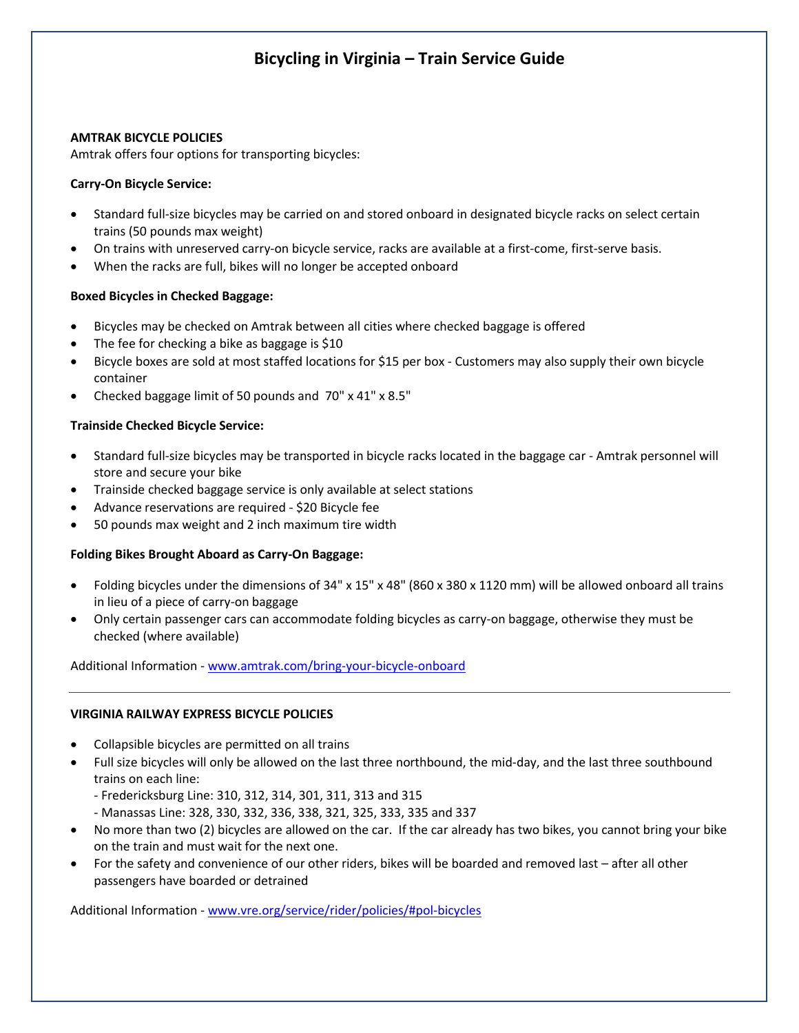# Bicycling in Virginia – Train Service Guide

**AMTRAK BICYCLE POLICIES**

Amtrak offers four options for transporting bicycles:

**Carry-On Bicycle Service:**

- Standard full-size bicycles may be carried on and stored onboard in designated bicycle racks on select certain trains (50 pounds max weight)
- On trains with unreserved carry-on bicycle service, racks are available at a first-come, first-serve basis.
- When the racks are full, bikes will no longer be accepted onboard

**Boxed Bicycles in Checked Baggage:**

- Bicycles may be checked on Amtrak between all cities where checked baggage is offered
- The fee for checking a bike as baggage is $10
- Bicycle boxes are sold at most staffed locations for $15 per box - Customers may also supply their own bicycle container
- Checked baggage limit of 50 pounds and 70" x 41" x 8.5"

**Trainside Checked Bicycle Service:**

- Standard full-size bicycles may be transported in bicycle racks located in the baggage car - Amtrak personnel will store and secure your bike
- Trainside checked baggage service is only available at select stations
- Advance reservations are required - $20 Bicycle fee
- 50 pounds max weight and 2 inch maximum tire width

**Folding Bikes Brought Aboard as Carry-On Baggage:**

- Folding bicycles under the dimensions of 34" x 15" x 48" (860 x 380 x 1120 mm) will be allowed onboard all trains in lieu of a piece of carry-on baggage
- Only certain passenger cars can accommodate folding bicycles as carry-on baggage, otherwise they must be checked (where available)

Additional Information - www.amtrak.com/bring-your-bicycle-onboard

---

**VIRGINIA RAILWAY EXPRESS BICYCLE POLICIES**

- Collapsible bicycles are permitted on all trains
- Full size bicycles will only be allowed on the last three northbound, the mid-day, and the last three southbound trains on each line:
  - Fredericksburg Line: 310, 312, 314, 301, 311, 313 and 315
  - Manassas Line: 328, 330, 332, 336, 338, 321, 325, 333, 335 and 337
- No more than two (2) bicycles are allowed on the car. If the car already has two bikes, you cannot bring your bike on the train and must wait for the next one.
- For the safety and convenience of our other riders, bikes will be boarded and removed last – after all other passengers have boarded or detrained

Additional Information - www.vre.org/service/rider/policies/#pol-bicycles